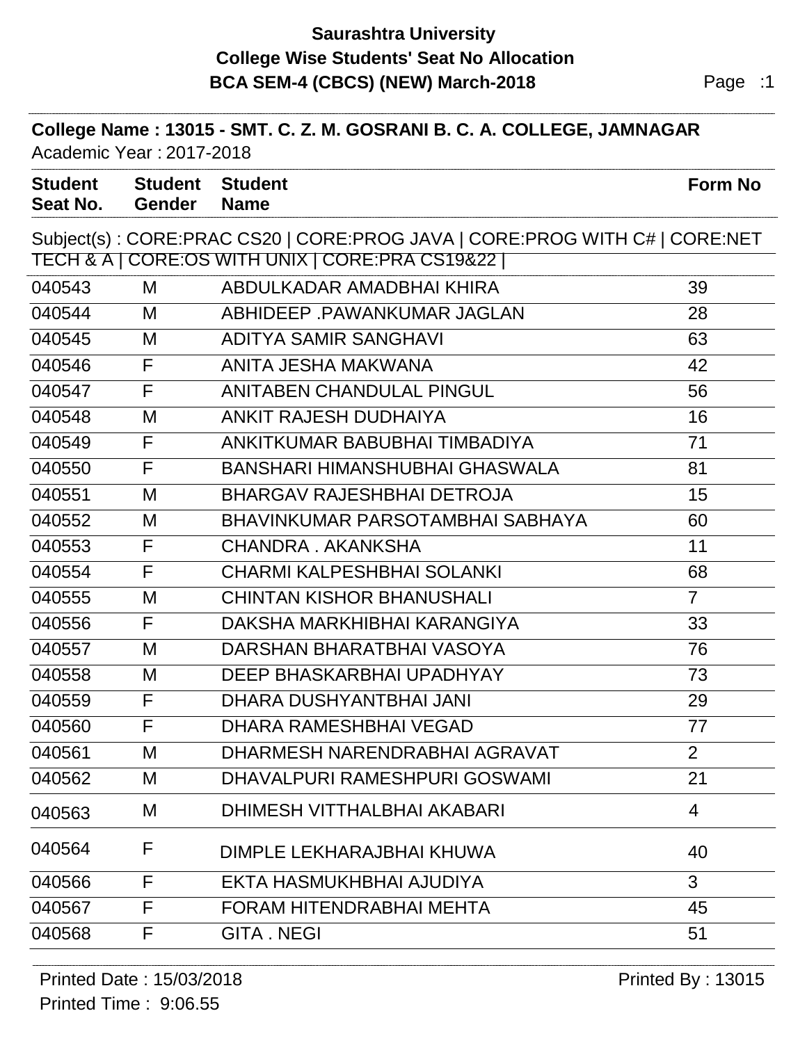# Saurashtra University

## College Wise Students' Seat No Allocation

## BCA SEM-4 (CBCS) (NEW) March-2018

**College Name : 13015 - SMT. C. Z. M. GOSRANI B. C. A. COLLEGE, JAMNAGAR**

Academic Year : 2017-2018

Subject(s) : CORE:PRAC CS20 | CORE:PROG JAVA | CORE:PROG WITH C# | CORE:NET TECH & A | CORE:OS WITH UNIX | CORE:PRA CS19&22 |

| Student Seat No. | Student Gender | Student Name | Form No |
|---|---|---|---|
| 040543 | M | ABDULKADAR AMADBHAI KHIRA | 39 |
| 040544 | M | ABHIDEEP .PAWANKUMAR JAGLAN | 28 |
| 040545 | M | ADITYA SAMIR SANGHAVI | 63 |
| 040546 | F | ANITA JESHA MAKWANA | 42 |
| 040547 | F | ANITABEN CHANDULAL PINGUL | 56 |
| 040548 | M | ANKIT RAJESH DUDHAIYA | 16 |
| 040549 | F | ANKITKUMAR BABUBHAI TIMBADIYA | 71 |
| 040550 | F | BANSHARI HIMANSHUBHAI GHASWALA | 81 |
| 040551 | M | BHARGAV RAJESHBHAI DETROJA | 15 |
| 040552 | M | BHAVINKUMAR PARSOTAMBHAI SABHAYA | 60 |
| 040553 | F | CHANDRA . AKANKSHA | 11 |
| 040554 | F | CHARMI KALPESHBHAI SOLANKI | 68 |
| 040555 | M | CHINTAN KISHOR BHANUSHALI | 7 |
| 040556 | F | DAKSHA MARKHIBHAI KARANGIYA | 33 |
| 040557 | M | DARSHAN BHARATBHAI VASOYA | 76 |
| 040558 | M | DEEP BHASKARBHAI UPADHYAY | 73 |
| 040559 | F | DHARA DUSHYANTBHAI JANI | 29 |
| 040560 | F | DHARA RAMESHBHAI VEGAD | 77 |
| 040561 | M | DHARMESH NARENDRABHAI AGRAVAT | 2 |
| 040562 | M | DHAVALPURI RAMESHPURI GOSWAMI | 21 |
| 040563 | M | DHIMESH VITTHALBHAI AKABARI | 4 |
| 040564 | F | DIMPLE LEKHARAJBHAI KHUWA | 40 |
| 040566 | F | EKTA HASMUKHBHAI AJUDIYA | 3 |
| 040567 | F | FORAM HITENDRABHAI MEHTA | 45 |
| 040568 | F | GITA . NEGI | 51 |

Printed Date : 15/03/2018

Printed Time : 9:06.55

Printed By : 13015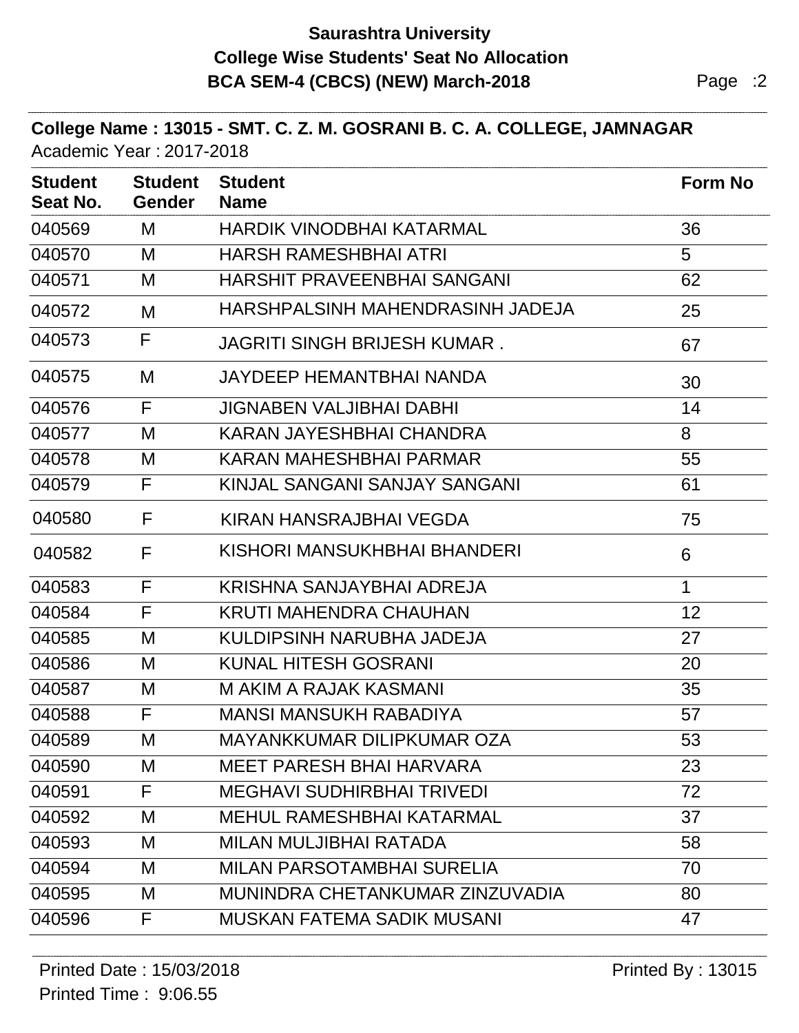# Saurashtra University
## College Wise Students' Seat No Allocation
## BCA SEM-4 (CBCS) (NEW) March-2018

**College Name : 13015 - SMT. C. Z. M. GOSRANI B. C. A. COLLEGE, JAMNAGAR**

Academic Year : 2017-2018

| Student Seat No. | Student Gender | Student Name | Form No |
|---|---|---|---|
| 040569 | M | HARDIK VINODBHAI KATARMAL | 36 |
| 040570 | M | HARSH RAMESHBHAI ATRI | 5 |
| 040571 | M | HARSHIT PRAVEENBHAI SANGANI | 62 |
| 040572 | M | HARSHPALSINH MAHENDRASINH JADEJA | 25 |
| 040573 | F | JAGRITI SINGH BRIJESH KUMAR . | 67 |
| 040575 | M | JAYDEEP HEMANTBHAI NANDA | 30 |
| 040576 | F | JIGNABEN VALJIBHAI DABHI | 14 |
| 040577 | M | KARAN JAYESHBHAI CHANDRA | 8 |
| 040578 | M | KARAN MAHESHBHAI PARMAR | 55 |
| 040579 | F | KINJAL SANGANI SANJAY SANGANI | 61 |
| 040580 | F | KIRAN HANSRAJBHAI VEGDA | 75 |
| 040582 | F | KISHORI MANSUKHBHAI BHANDERI | 6 |
| 040583 | F | KRISHNA SANJAYBHAI ADREJA | 1 |
| 040584 | F | KRUTI MAHENDRA CHAUHAN | 12 |
| 040585 | M | KULDIPSINH NARUBHA JADEJA | 27 |
| 040586 | M | KUNAL HITESH GOSRANI | 20 |
| 040587 | M | M AKIM A RAJAK KASMANI | 35 |
| 040588 | F | MANSI MANSUKH RABADIYA | 57 |
| 040589 | M | MAYANKKUMAR DILIPKUMAR OZA | 53 |
| 040590 | M | MEET PARESH BHAI HARVARA | 23 |
| 040591 | F | MEGHAVI SUDHIRBHAI TRIVEDI | 72 |
| 040592 | M | MEHUL RAMESHBHAI KATARMAL | 37 |
| 040593 | M | MILAN MULJIBHAI RATADA | 58 |
| 040594 | M | MILAN PARSOTAMBHAI SURELIA | 70 |
| 040595 | M | MUNINDRA CHETANKUMAR ZINZUVADIA | 80 |
| 040596 | F | MUSKAN FATEMA SADIK MUSANI | 47 |

Printed Date : 15/03/2018

Printed Time : 9:06.55

Printed By : 13015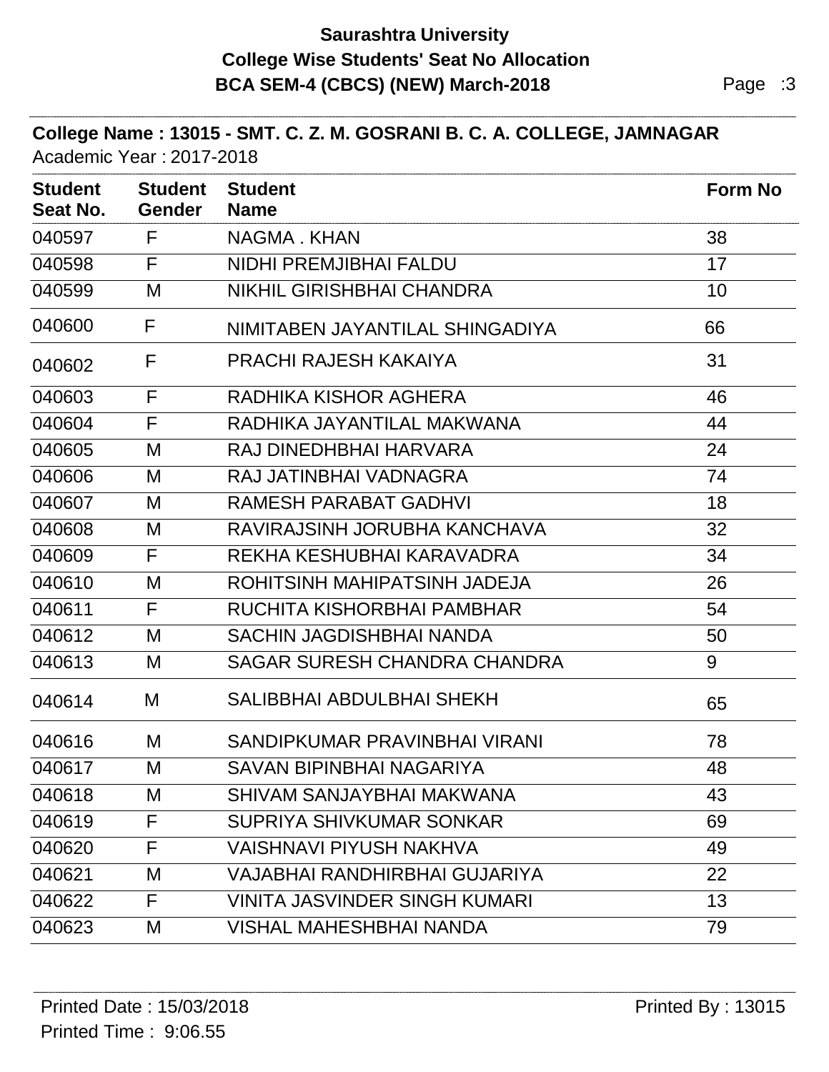# Saurashtra University
## College Wise Students' Seat No Allocation
## BCA SEM-4 (CBCS) (NEW) March-2018

**College Name : 13015 - SMT. C. Z. M. GOSRANI B. C. A. COLLEGE, JAMNAGAR**

Academic Year : 2017-2018

| Student Seat No. | Student Gender | Student Name | Form No |
|---|---|---|---|
| 040597 | F | NAGMA . KHAN | 38 |
| 040598 | F | NIDHI PREMJIBHAI FALDU | 17 |
| 040599 | M | NIKHIL GIRISHBHAI CHANDRA | 10 |
| 040600 | F | NIMITABEN JAYANTILAL SHINGADIYA | 66 |
| 040602 | F | PRACHI RAJESH KAKAIYA | 31 |
| 040603 | F | RADHIKA KISHOR AGHERA | 46 |
| 040604 | F | RADHIKA JAYANTILAL MAKWANA | 44 |
| 040605 | M | RAJ DINEDHBHAI HARVARA | 24 |
| 040606 | M | RAJ JATINBHAI VADNAGRA | 74 |
| 040607 | M | RAMESH PARABAT GADHVI | 18 |
| 040608 | M | RAVIRAJSINH JORUBHA KANCHAVA | 32 |
| 040609 | F | REKHA KESHUBHAI KARAVADRA | 34 |
| 040610 | M | ROHITSINH MAHIPATSINH JADEJA | 26 |
| 040611 | F | RUCHITA KISHORBHAI PAMBHAR | 54 |
| 040612 | M | SACHIN JAGDISHBHAI NANDA | 50 |
| 040613 | M | SAGAR SURESH CHANDRA CHANDRA | 9 |
| 040614 | M | SALIBBHAI ABDULBHAI SHEKH | 65 |
| 040616 | M | SANDIPKUMAR PRAVINBHAI VIRANI | 78 |
| 040617 | M | SAVAN BIPINBHAI NAGARIYA | 48 |
| 040618 | M | SHIVAM SANJAYBHAI MAKWANA | 43 |
| 040619 | F | SUPRIYA SHIVKUMAR SONKAR | 69 |
| 040620 | F | VAISHNAVI PIYUSH NAKHVA | 49 |
| 040621 | M | VAJABHAI RANDHIRBHAI GUJARIYA | 22 |
| 040622 | F | VINITA JASVINDER SINGH KUMARI | 13 |
| 040623 | M | VISHAL MAHESHBHAI NANDA | 79 |

Printed Date : 15/03/2018
Printed Time : 9:06.55
Printed By : 13015